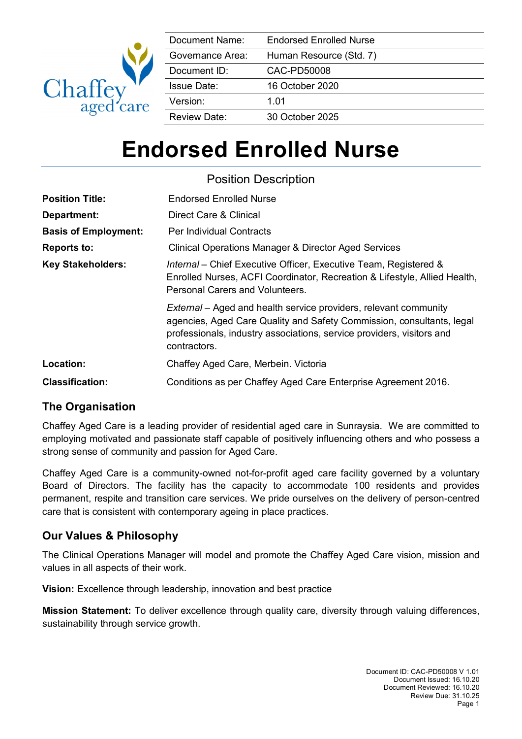| Document Name: | Endorsed Enrolled Nurse |
|---|---|
| Governance Area: | Human Resource (Std. 7) |
| Document ID: | CAC-PD50008 |
| Issue Date: | 16 October 2020 |
| Version: | 1.01 |
| Review Date: | 30 October 2025 |

# Endorsed Enrolled Nurse

## Position Description

**Position Title:** Endorsed Enrolled Nurse

**Department:** Direct Care & Clinical

**Basis of Employment:** Per Individual Contracts

**Reports to:** Clinical Operations Manager & Director Aged Services

**Key Stakeholders:** *Internal* – Chief Executive Officer, Executive Team, Registered & Enrolled Nurses, ACFI Coordinator, Recreation & Lifestyle, Allied Health, Personal Carers and Volunteers.

*External* – Aged and health service providers, relevant community agencies, Aged Care Quality and Safety Commission, consultants, legal professionals, industry associations, service providers, visitors and contractors.

**Location:** Chaffey Aged Care, Merbein. Victoria

**Classification:** Conditions as per Chaffey Aged Care Enterprise Agreement 2016.

## The Organisation

Chaffey Aged Care is a leading provider of residential aged care in Sunraysia. We are committed to employing motivated and passionate staff capable of positively influencing others and who possess a strong sense of community and passion for Aged Care.

Chaffey Aged Care is a community-owned not-for-profit aged care facility governed by a voluntary Board of Directors. The facility has the capacity to accommodate 100 residents and provides permanent, respite and transition care services. We pride ourselves on the delivery of person-centred care that is consistent with contemporary ageing in place practices.

## Our Values & Philosophy

The Clinical Operations Manager will model and promote the Chaffey Aged Care vision, mission and values in all aspects of their work.

**Vision:** Excellence through leadership, innovation and best practice

**Mission Statement:** To deliver excellence through quality care, diversity through valuing differences, sustainability through service growth.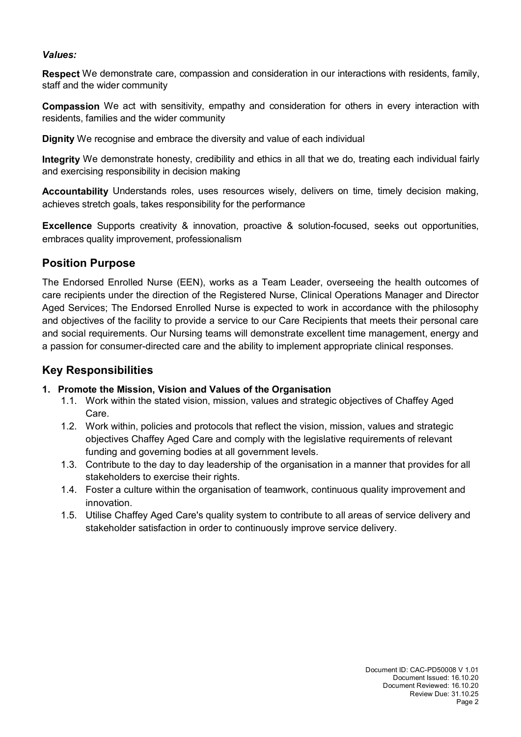***Values:***

**Respect** We demonstrate care, compassion and consideration in our interactions with residents, family, staff and the wider community

**Compassion** We act with sensitivity, empathy and consideration for others in every interaction with residents, families and the wider community

**Dignity** We recognise and embrace the diversity and value of each individual

**Integrity** We demonstrate honesty, credibility and ethics in all that we do, treating each individual fairly and exercising responsibility in decision making

**Accountability** Understands roles, uses resources wisely, delivers on time, timely decision making, achieves stretch goals, takes responsibility for the performance

**Excellence** Supports creativity & innovation, proactive & solution-focused, seeks out opportunities, embraces quality improvement, professionalism

## Position Purpose

The Endorsed Enrolled Nurse (EEN), works as a Team Leader, overseeing the health outcomes of care recipients under the direction of the Registered Nurse, Clinical Operations Manager and Director Aged Services; The Endorsed Enrolled Nurse is expected to work in accordance with the philosophy and objectives of the facility to provide a service to our Care Recipients that meets their personal care and social requirements. Our Nursing teams will demonstrate excellent time management, energy and a passion for consumer-directed care and the ability to implement appropriate clinical responses.

## Key Responsibilities

1. **Promote the Mission, Vision and Values of the Organisation**
   - 1.1. Work within the stated vision, mission, values and strategic objectives of Chaffey Aged Care.
   - 1.2. Work within, policies and protocols that reflect the vision, mission, values and strategic objectives Chaffey Aged Care and comply with the legislative requirements of relevant funding and governing bodies at all government levels.
   - 1.3. Contribute to the day to day leadership of the organisation in a manner that provides for all stakeholders to exercise their rights.
   - 1.4. Foster a culture within the organisation of teamwork, continuous quality improvement and innovation.
   - 1.5. Utilise Chaffey Aged Care's quality system to contribute to all areas of service delivery and stakeholder satisfaction in order to continuously improve service delivery.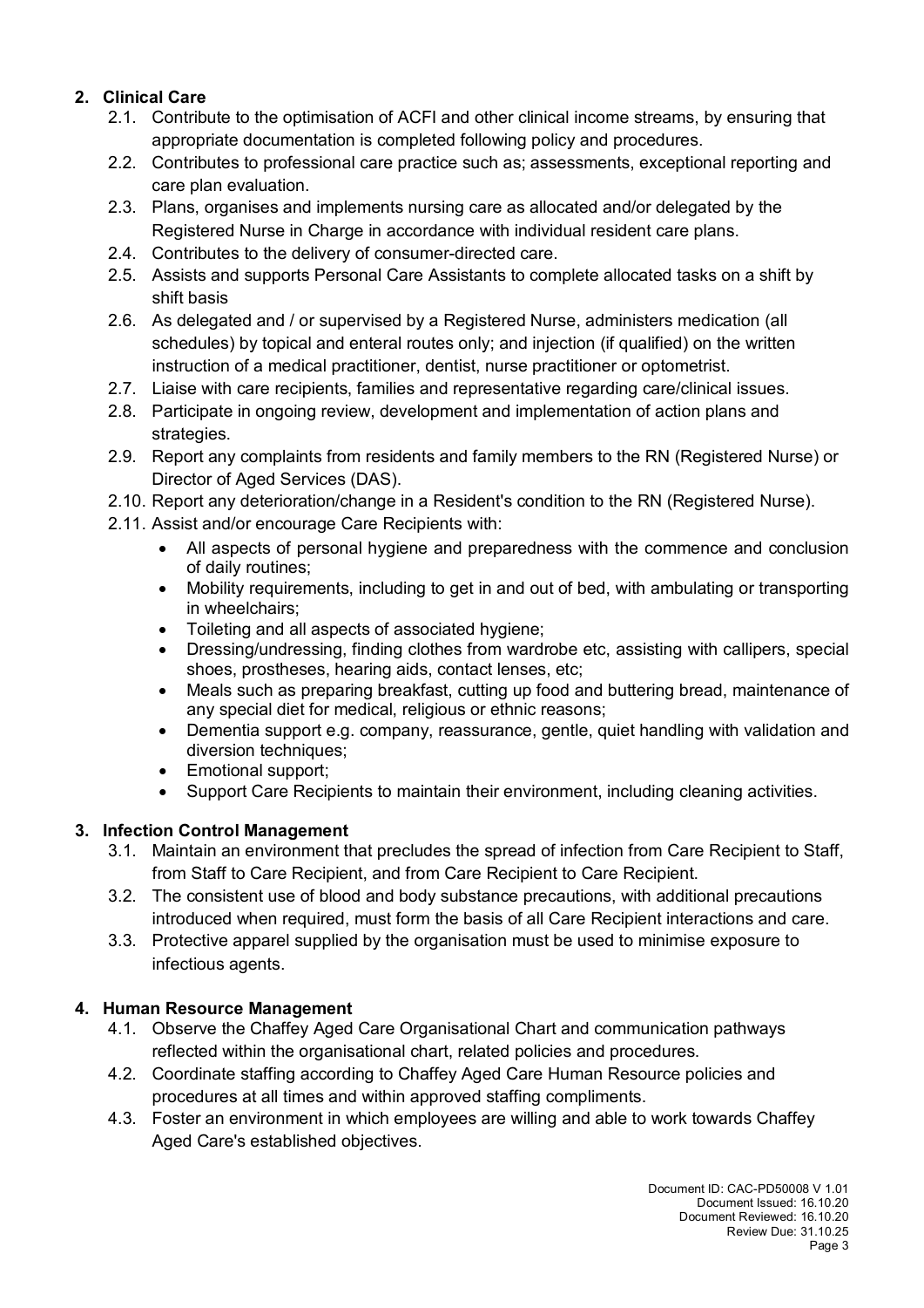## 2. Clinical Care

2.1. Contribute to the optimisation of ACFI and other clinical income streams, by ensuring that appropriate documentation is completed following policy and procedures.

2.2. Contributes to professional care practice such as; assessments, exceptional reporting and care plan evaluation.

2.3. Plans, organises and implements nursing care as allocated and/or delegated by the Registered Nurse in Charge in accordance with individual resident care plans.

2.4. Contributes to the delivery of consumer-directed care.

2.5. Assists and supports Personal Care Assistants to complete allocated tasks on a shift by shift basis

2.6. As delegated and / or supervised by a Registered Nurse, administers medication (all schedules) by topical and enteral routes only; and injection (if qualified) on the written instruction of a medical practitioner, dentist, nurse practitioner or optometrist.

2.7. Liaise with care recipients, families and representative regarding care/clinical issues.

2.8. Participate in ongoing review, development and implementation of action plans and strategies.

2.9. Report any complaints from residents and family members to the RN (Registered Nurse) or Director of Aged Services (DAS).

2.10. Report any deterioration/change in a Resident's condition to the RN (Registered Nurse).

2.11. Assist and/or encourage Care Recipients with:

- All aspects of personal hygiene and preparedness with the commence and conclusion of daily routines;
- Mobility requirements, including to get in and out of bed, with ambulating or transporting in wheelchairs;
- Toileting and all aspects of associated hygiene;
- Dressing/undressing, finding clothes from wardrobe etc, assisting with callipers, special shoes, prostheses, hearing aids, contact lenses, etc;
- Meals such as preparing breakfast, cutting up food and buttering bread, maintenance of any special diet for medical, religious or ethnic reasons;
- Dementia support e.g. company, reassurance, gentle, quiet handling with validation and diversion techniques;
- Emotional support;
- Support Care Recipients to maintain their environment, including cleaning activities.

## 3. Infection Control Management

3.1. Maintain an environment that precludes the spread of infection from Care Recipient to Staff, from Staff to Care Recipient, and from Care Recipient to Care Recipient.

3.2. The consistent use of blood and body substance precautions, with additional precautions introduced when required, must form the basis of all Care Recipient interactions and care.

3.3. Protective apparel supplied by the organisation must be used to minimise exposure to infectious agents.

## 4. Human Resource Management

4.1. Observe the Chaffey Aged Care Organisational Chart and communication pathways reflected within the organisational chart, related policies and procedures.

4.2. Coordinate staffing according to Chaffey Aged Care Human Resource policies and procedures at all times and within approved staffing compliments.

4.3. Foster an environment in which employees are willing and able to work towards Chaffey Aged Care's established objectives.

Document ID: CAC-PD50008 V 1.01
Document Issued: 16.10.20
Document Reviewed: 16.10.20
Review Due: 31.10.25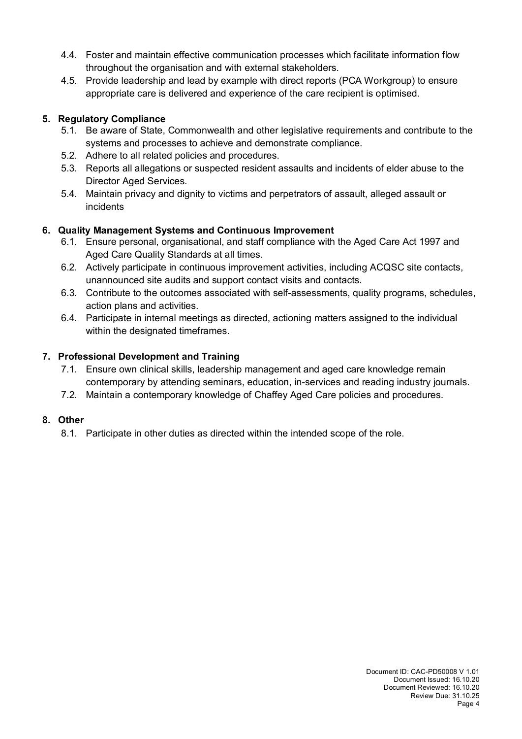4.4. Foster and maintain effective communication processes which facilitate information flow throughout the organisation and with external stakeholders.

4.5. Provide leadership and lead by example with direct reports (PCA Workgroup) to ensure appropriate care is delivered and experience of the care recipient is optimised.

**5. Regulatory Compliance**

5.1. Be aware of State, Commonwealth and other legislative requirements and contribute to the systems and processes to achieve and demonstrate compliance.

5.2. Adhere to all related policies and procedures.

5.3. Reports all allegations or suspected resident assaults and incidents of elder abuse to the Director Aged Services.

5.4. Maintain privacy and dignity to victims and perpetrators of assault, alleged assault or incidents

**6. Quality Management Systems and Continuous Improvement**

6.1. Ensure personal, organisational, and staff compliance with the Aged Care Act 1997 and Aged Care Quality Standards at all times.

6.2. Actively participate in continuous improvement activities, including ACQSC site contacts, unannounced site audits and support contact visits and contacts.

6.3. Contribute to the outcomes associated with self-assessments, quality programs, schedules, action plans and activities.

6.4. Participate in internal meetings as directed, actioning matters assigned to the individual within the designated timeframes.

**7. Professional Development and Training**

7.1. Ensure own clinical skills, leadership management and aged care knowledge remain contemporary by attending seminars, education, in-services and reading industry journals.

7.2. Maintain a contemporary knowledge of Chaffey Aged Care policies and procedures.

**8. Other**

8.1. Participate in other duties as directed within the intended scope of the role.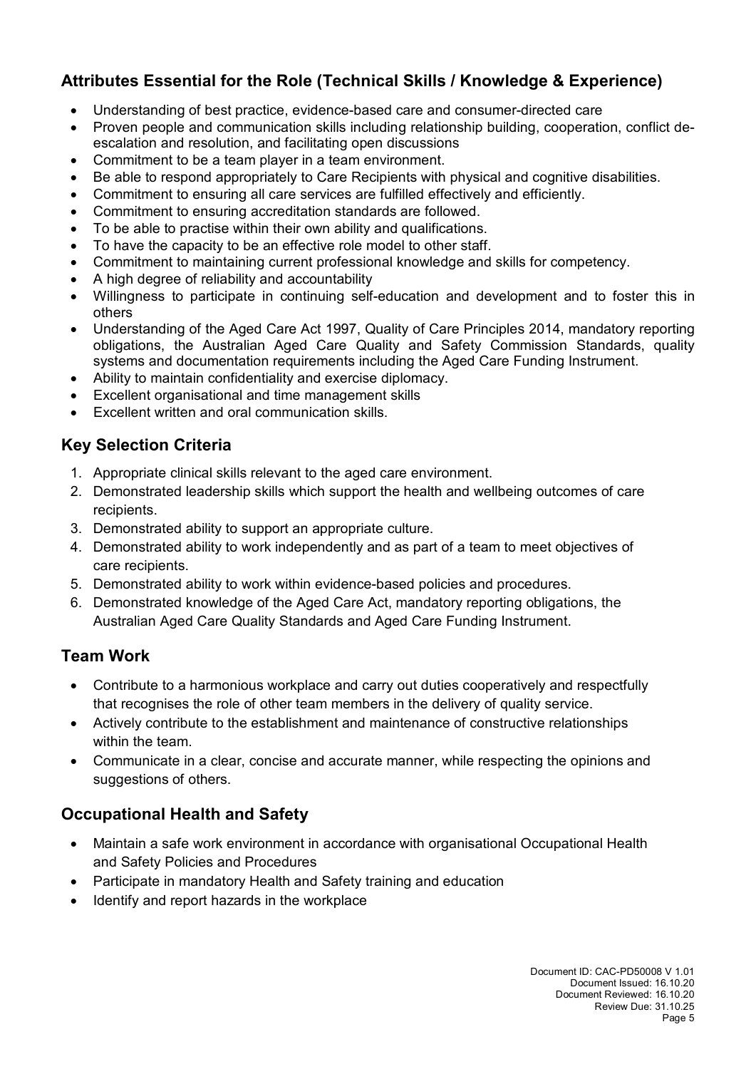## Attributes Essential for the Role (Technical Skills / Knowledge & Experience)

- Understanding of best practice, evidence-based care and consumer-directed care
- Proven people and communication skills including relationship building, cooperation, conflict de-escalation and resolution, and facilitating open discussions
- Commitment to be a team player in a team environment.
- Be able to respond appropriately to Care Recipients with physical and cognitive disabilities.
- Commitment to ensuring all care services are fulfilled effectively and efficiently.
- Commitment to ensuring accreditation standards are followed.
- To be able to practise within their own ability and qualifications.
- To have the capacity to be an effective role model to other staff.
- Commitment to maintaining current professional knowledge and skills for competency.
- A high degree of reliability and accountability
- Willingness to participate in continuing self-education and development and to foster this in others
- Understanding of the Aged Care Act 1997, Quality of Care Principles 2014, mandatory reporting obligations, the Australian Aged Care Quality and Safety Commission Standards, quality systems and documentation requirements including the Aged Care Funding Instrument.
- Ability to maintain confidentiality and exercise diplomacy.
- Excellent organisational and time management skills
- Excellent written and oral communication skills.

## Key Selection Criteria

1. Appropriate clinical skills relevant to the aged care environment.
2. Demonstrated leadership skills which support the health and wellbeing outcomes of care recipients.
3. Demonstrated ability to support an appropriate culture.
4. Demonstrated ability to work independently and as part of a team to meet objectives of care recipients.
5. Demonstrated ability to work within evidence-based policies and procedures.
6. Demonstrated knowledge of the Aged Care Act, mandatory reporting obligations, the Australian Aged Care Quality Standards and Aged Care Funding Instrument.

## Team Work

- Contribute to a harmonious workplace and carry out duties cooperatively and respectfully that recognises the role of other team members in the delivery of quality service.
- Actively contribute to the establishment and maintenance of constructive relationships within the team.
- Communicate in a clear, concise and accurate manner, while respecting the opinions and suggestions of others.

## Occupational Health and Safety

- Maintain a safe work environment in accordance with organisational Occupational Health and Safety Policies and Procedures
- Participate in mandatory Health and Safety training and education
- Identify and report hazards in the workplace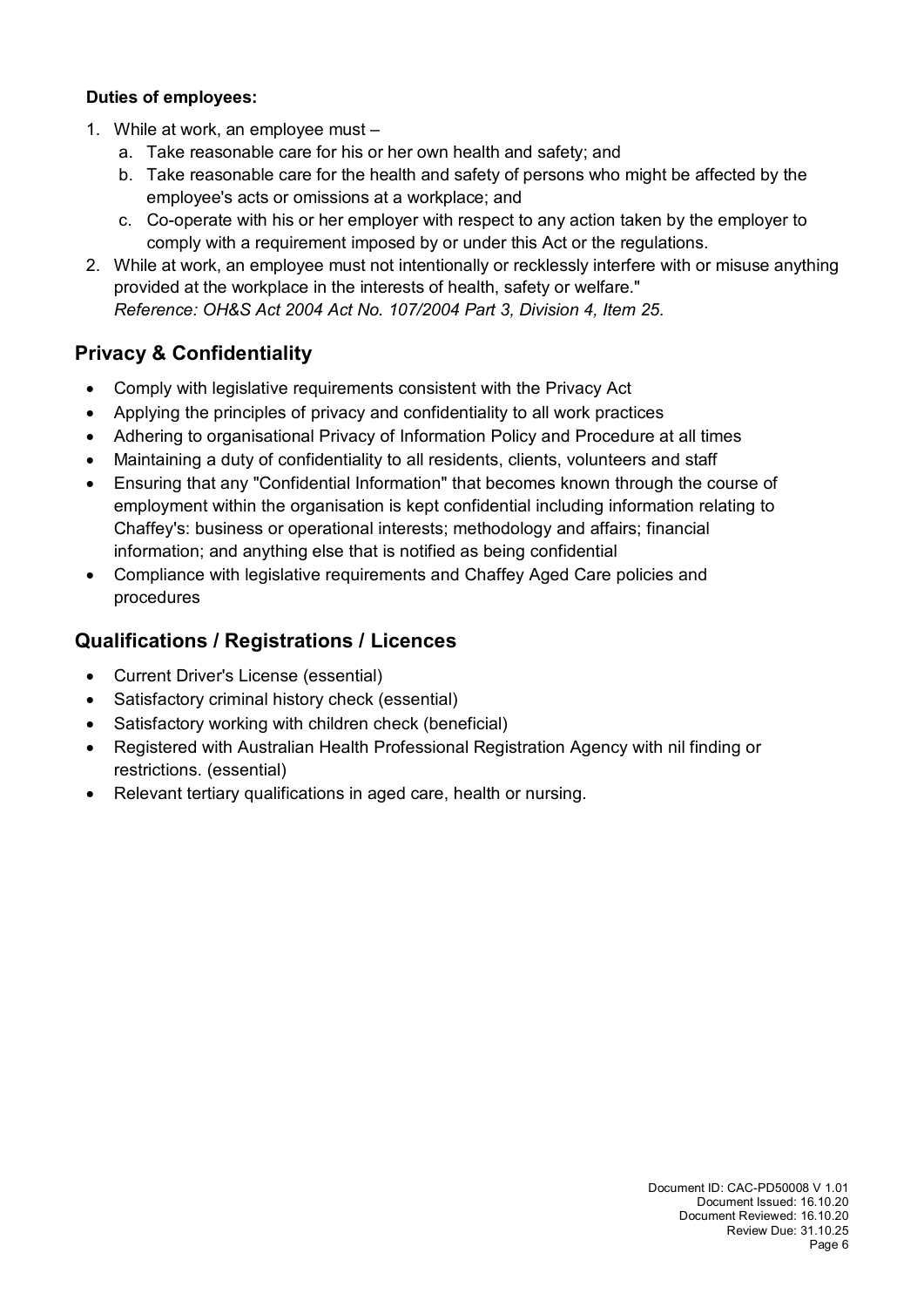**Duties of employees:**

1. While at work, an employee must –
   a. Take reasonable care for his or her own health and safety; and
   b. Take reasonable care for the health and safety of persons who might be affected by the employee's acts or omissions at a workplace; and
   c. Co-operate with his or her employer with respect to any action taken by the employer to comply with a requirement imposed by or under this Act or the regulations.
2. While at work, an employee must not intentionally or recklessly interfere with or misuse anything provided at the workplace in the interests of health, safety or welfare."
   *Reference: OH&S Act 2004 Act No. 107/2004 Part 3, Division 4, Item 25.*

## Privacy & Confidentiality

- Comply with legislative requirements consistent with the Privacy Act
- Applying the principles of privacy and confidentiality to all work practices
- Adhering to organisational Privacy of Information Policy and Procedure at all times
- Maintaining a duty of confidentiality to all residents, clients, volunteers and staff
- Ensuring that any "Confidential Information" that becomes known through the course of employment within the organisation is kept confidential including information relating to Chaffey's: business or operational interests; methodology and affairs; financial information; and anything else that is notified as being confidential
- Compliance with legislative requirements and Chaffey Aged Care policies and procedures

## Qualifications / Registrations / Licences

- Current Driver's License (essential)
- Satisfactory criminal history check (essential)
- Satisfactory working with children check (beneficial)
- Registered with Australian Health Professional Registration Agency with nil finding or restrictions. (essential)
- Relevant tertiary qualifications in aged care, health or nursing.

Document ID: CAC-PD50008 V 1.01
Document Issued: 16.10.20
Document Reviewed: 16.10.20
Review Due: 31.10.25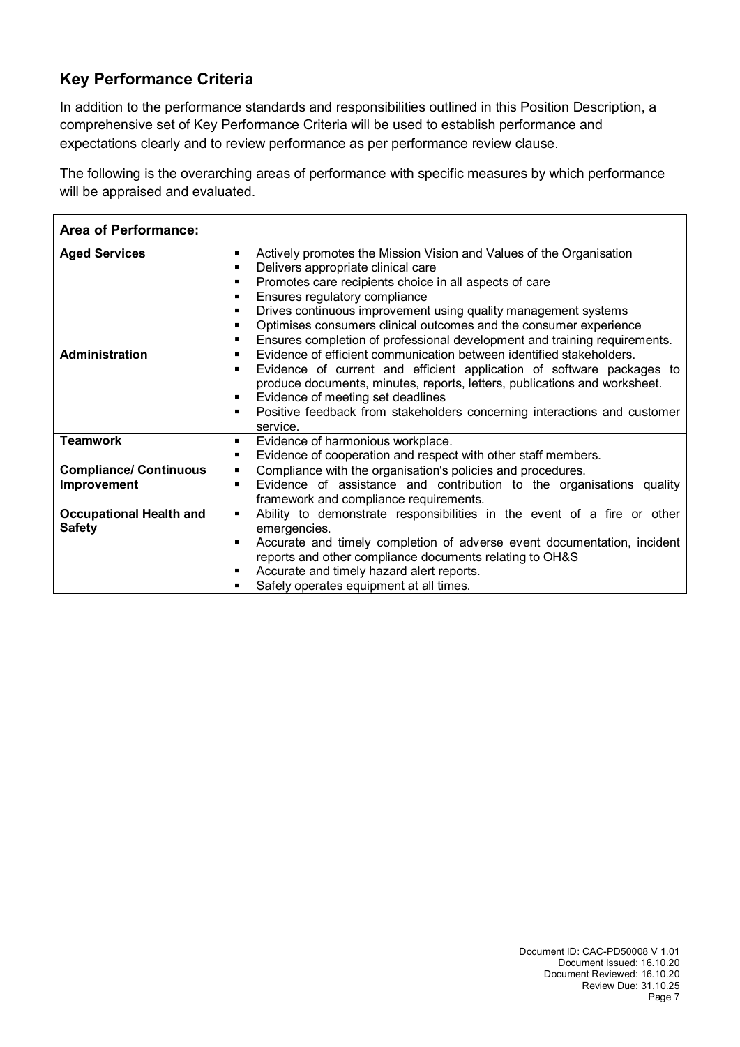## Key Performance Criteria

In addition to the performance standards and responsibilities outlined in this Position Description, a comprehensive set of Key Performance Criteria will be used to establish performance and expectations clearly and to review performance as per performance review clause.

The following is the overarching areas of performance with specific measures by which performance will be appraised and evaluated.

| Area of Performance: | |
|---|---|
| **Aged Services** | ▪ Actively promotes the Mission Vision and Values of the Organisation<br>▪ Delivers appropriate clinical care<br>▪ Promotes care recipients choice in all aspects of care<br>▪ Ensures regulatory compliance<br>▪ Drives continuous improvement using quality management systems<br>▪ Optimises consumers clinical outcomes and the consumer experience<br>▪ Ensures completion of professional development and training requirements. |
| **Administration** | ▪ Evidence of efficient communication between identified stakeholders.<br>▪ Evidence of current and efficient application of software packages to produce documents, minutes, reports, letters, publications and worksheet.<br>▪ Evidence of meeting set deadlines<br>▪ Positive feedback from stakeholders concerning interactions and customer service. |
| **Teamwork** | ▪ Evidence of harmonious workplace.<br>▪ Evidence of cooperation and respect with other staff members. |
| **Compliance/ Continuous Improvement** | ▪ Compliance with the organisation's policies and procedures.<br>▪ Evidence of assistance and contribution to the organisations quality framework and compliance requirements. |
| **Occupational Health and Safety** | ▪ Ability to demonstrate responsibilities in the event of a fire or other emergencies.<br>▪ Accurate and timely completion of adverse event documentation, incident reports and other compliance documents relating to OH&S<br>▪ Accurate and timely hazard alert reports.<br>▪ Safely operates equipment at all times. |

Document ID: CAC-PD50008 V 1.01
Document Issued: 16.10.20
Document Reviewed: 16.10.20
Review Due: 31.10.25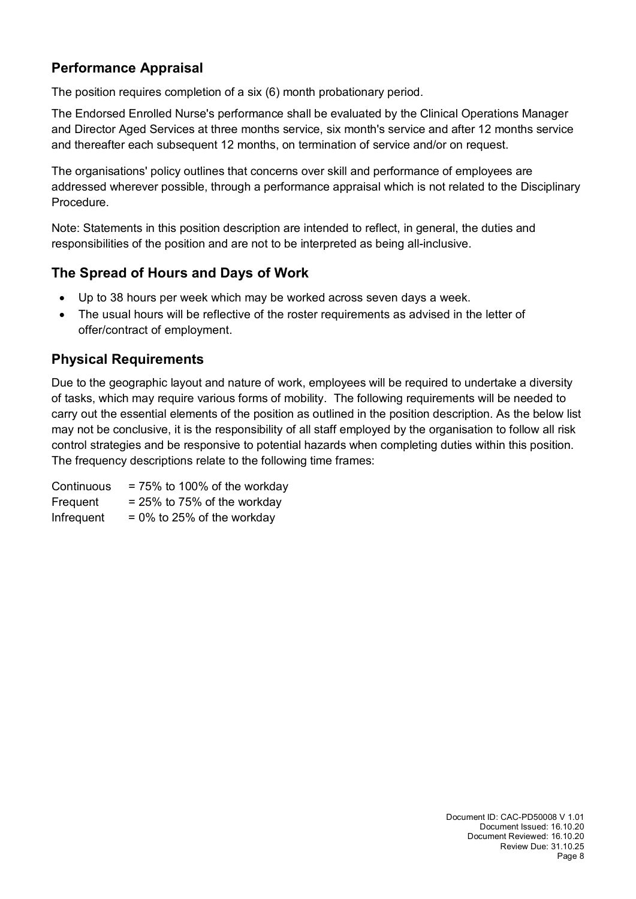## Performance Appraisal

The position requires completion of a six (6) month probationary period.

The Endorsed Enrolled Nurse's performance shall be evaluated by the Clinical Operations Manager and Director Aged Services at three months service, six month's service and after 12 months service and thereafter each subsequent 12 months, on termination of service and/or on request.

The organisations' policy outlines that concerns over skill and performance of employees are addressed wherever possible, through a performance appraisal which is not related to the Disciplinary Procedure.

Note: Statements in this position description are intended to reflect, in general, the duties and responsibilities of the position and are not to be interpreted as being all-inclusive.

## The Spread of Hours and Days of Work

- Up to 38 hours per week which may be worked across seven days a week.
- The usual hours will be reflective of the roster requirements as advised in the letter of offer/contract of employment.

## Physical Requirements

Due to the geographic layout and nature of work, employees will be required to undertake a diversity of tasks, which may require various forms of mobility. The following requirements will be needed to carry out the essential elements of the position as outlined in the position description. As the below list may not be conclusive, it is the responsibility of all staff employed by the organisation to follow all risk control strategies and be responsive to potential hazards when completing duties within this position. The frequency descriptions relate to the following time frames:

Continuous = 75% to 100% of the workday
Frequent = 25% to 75% of the workday
Infrequent = 0% to 25% of the workday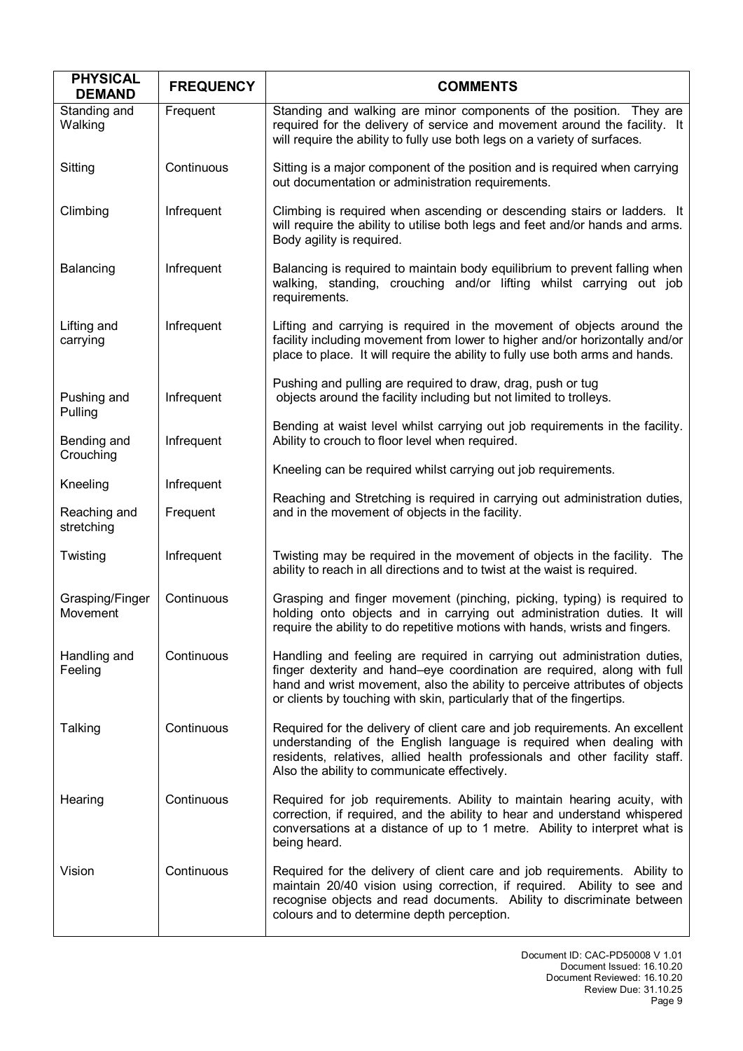| PHYSICAL DEMAND | FREQUENCY | COMMENTS |
|---|---|---|
| Standing and Walking | Frequent | Standing and walking are minor components of the position. They are required for the delivery of service and movement around the facility. It will require the ability to fully use both legs on a variety of surfaces. |
| Sitting | Continuous | Sitting is a major component of the position and is required when carrying out documentation or administration requirements. |
| Climbing | Infrequent | Climbing is required when ascending or descending stairs or ladders. It will require the ability to utilise both legs and feet and/or hands and arms. Body agility is required. |
| Balancing | Infrequent | Balancing is required to maintain body equilibrium to prevent falling when walking, standing, crouching and/or lifting whilst carrying out job requirements. |
| Lifting and carrying | Infrequent | Lifting and carrying is required in the movement of objects around the facility including movement from lower to higher and/or horizontally and/or place to place. It will require the ability to fully use both arms and hands. |
| Pushing and Pulling | Infrequent | Pushing and pulling are required to draw, drag, push or tug objects around the facility including but not limited to trolleys. |
| Bending and Crouching | Infrequent | Bending at waist level whilst carrying out job requirements in the facility. Ability to crouch to floor level when required. |
| Kneeling | Infrequent | Kneeling can be required whilst carrying out job requirements. |
| Reaching and stretching | Frequent | Reaching and Stretching is required in carrying out administration duties, and in the movement of objects in the facility. |
| Twisting | Infrequent | Twisting may be required in the movement of objects in the facility. The ability to reach in all directions and to twist at the waist is required. |
| Grasping/Finger Movement | Continuous | Grasping and finger movement (pinching, picking, typing) is required to holding onto objects and in carrying out administration duties. It will require the ability to do repetitive motions with hands, wrists and fingers. |
| Handling and Feeling | Continuous | Handling and feeling are required in carrying out administration duties, finger dexterity and hand–eye coordination are required, along with full hand and wrist movement, also the ability to perceive attributes of objects or clients by touching with skin, particularly that of the fingertips. |
| Talking | Continuous | Required for the delivery of client care and job requirements. An excellent understanding of the English language is required when dealing with residents, relatives, allied health professionals and other facility staff. Also the ability to communicate effectively. |
| Hearing | Continuous | Required for job requirements. Ability to maintain hearing acuity, with correction, if required, and the ability to hear and understand whispered conversations at a distance of up to 1 metre. Ability to interpret what is being heard. |
| Vision | Continuous | Required for the delivery of client care and job requirements. Ability to maintain 20/40 vision using correction, if required. Ability to see and recognise objects and read documents. Ability to discriminate between colours and to determine depth perception. |

Document ID: CAC-PD50008 V 1.01
Document Issued: 16.10.20
Document Reviewed: 16.10.20
Review Due: 31.10.25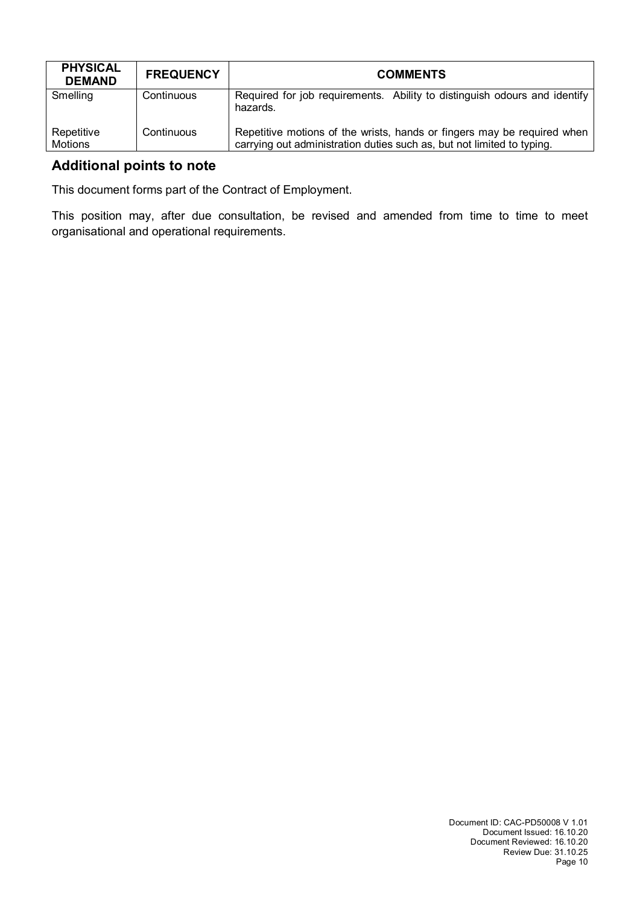| PHYSICAL DEMAND | FREQUENCY | COMMENTS |
|---|---|---|
| Smelling | Continuous | Required for job requirements. Ability to distinguish odours and identify hazards. |
| Repetitive Motions | Continuous | Repetitive motions of the wrists, hands or fingers may be required when carrying out administration duties such as, but not limited to typing. |

## Additional points to note

This document forms part of the Contract of Employment.

This position may, after due consultation, be revised and amended from time to time to meet organisational and operational requirements.

Document ID: CAC-PD50008 V 1.01
Document Issued: 16.10.20
Document Reviewed: 16.10.20
Review Due: 31.10.25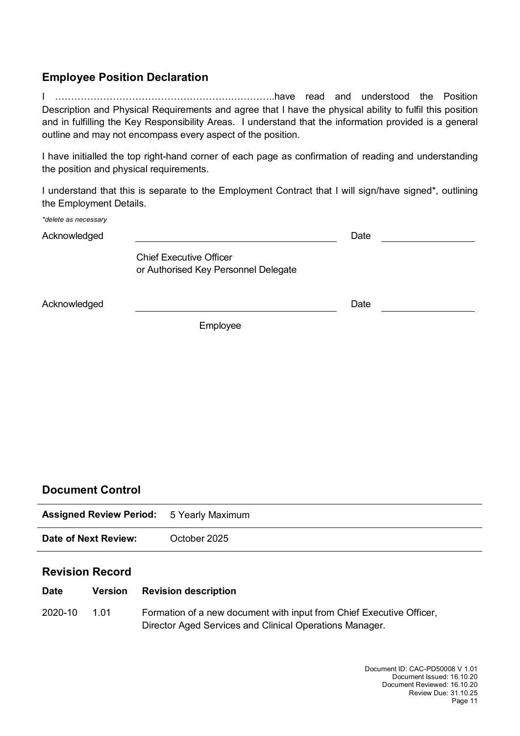## Employee Position Declaration

I …………………………………………………….…………..have read and understood the Position Description and Physical Requirements and agree that I have the physical ability to fulfil this position and in fulfilling the Key Responsibility Areas. I understand that the information provided is a general outline and may not encompass every aspect of the position.

I have initialled the top right-hand corner of each page as confirmation of reading and understanding the position and physical requirements.

I understand that this is separate to the Employment Contract that I will sign/have signed*, outlining the Employment Details.

*\*delete as necessary*

Acknowledged ________________________________ Date ________________

Chief Executive Officer
or Authorised Key Personnel Delegate

Acknowledged ________________________________ Date ________________

Employee

## Document Control

| | |
|---|---|
| **Assigned Review Period:** | 5 Yearly Maximum |
| **Date of Next Review:** | October 2025 |

## Revision Record

| Date | Version | Revision description |
|---|---|---|
| 2020-10 | 1.01 | Formation of a new document with input from Chief Executive Officer, Director Aged Services and Clinical Operations Manager. |

Document ID: CAC-PD50008 V 1.01
Document Issued: 16.10.20
Document Reviewed: 16.10.20
Review Due: 31.10.25